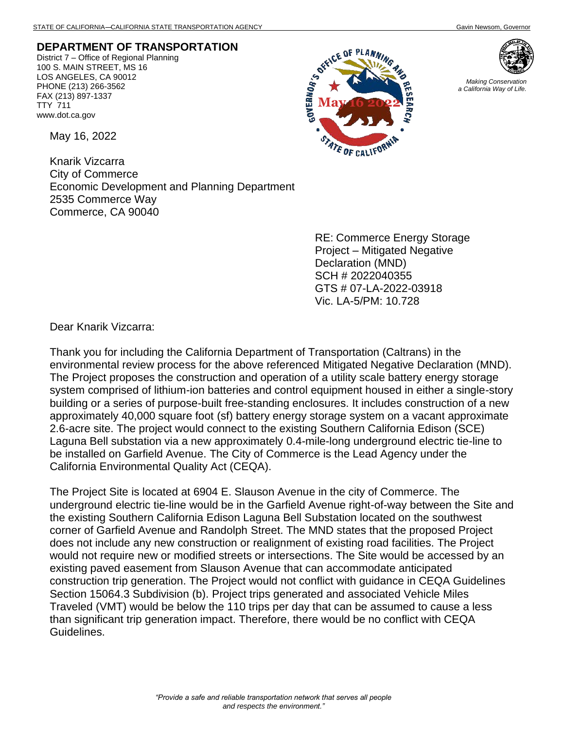STATE OF CALIFORNIA—CALIFORNIA STATE TRANSPORTATION AGENCY

Gavin Newsom, Governor

**DEPARTMENT OF TRANSPORTATION**
District 7 – Office of Regional Planning
100 S. MAIN STREET, MS 16
LOS ANGELES, CA 90012
PHONE (213) 266-3562
FAX (213) 897-1337
TTY 711
www.dot.ca.gov

*Making Conservation a California Way of Life.*

May 16, 2022

Knarik Vizcarra
City of Commerce
Economic Development and Planning Department
2535 Commerce Way
Commerce, CA 90040

RE: Commerce Energy Storage Project – Mitigated Negative Declaration (MND)
SCH # 2022040355
GTS # 07-LA-2022-03918
Vic. LA-5/PM: 10.728

Dear Knarik Vizcarra:

Thank you for including the California Department of Transportation (Caltrans) in the environmental review process for the above referenced Mitigated Negative Declaration (MND). The Project proposes the construction and operation of a utility scale battery energy storage system comprised of lithium-ion batteries and control equipment housed in either a single-story building or a series of purpose-built free-standing enclosures. It includes construction of a new approximately 40,000 square foot (sf) battery energy storage system on a vacant approximate 2.6-acre site. The project would connect to the existing Southern California Edison (SCE) Laguna Bell substation via a new approximately 0.4-mile-long underground electric tie-line to be installed on Garfield Avenue. The City of Commerce is the Lead Agency under the California Environmental Quality Act (CEQA).

The Project Site is located at 6904 E. Slauson Avenue in the city of Commerce. The underground electric tie-line would be in the Garfield Avenue right-of-way between the Site and the existing Southern California Edison Laguna Bell Substation located on the southwest corner of Garfield Avenue and Randolph Street. The MND states that the proposed Project does not include any new construction or realignment of existing road facilities. The Project would not require new or modified streets or intersections. The Site would be accessed by an existing paved easement from Slauson Avenue that can accommodate anticipated construction trip generation. The Project would not conflict with guidance in CEQA Guidelines Section 15064.3 Subdivision (b). Project trips generated and associated Vehicle Miles Traveled (VMT) would be below the 110 trips per day that can be assumed to cause a less than significant trip generation impact. Therefore, there would be no conflict with CEQA Guidelines.

*"Provide a safe and reliable transportation network that serves all people and respects the environment."*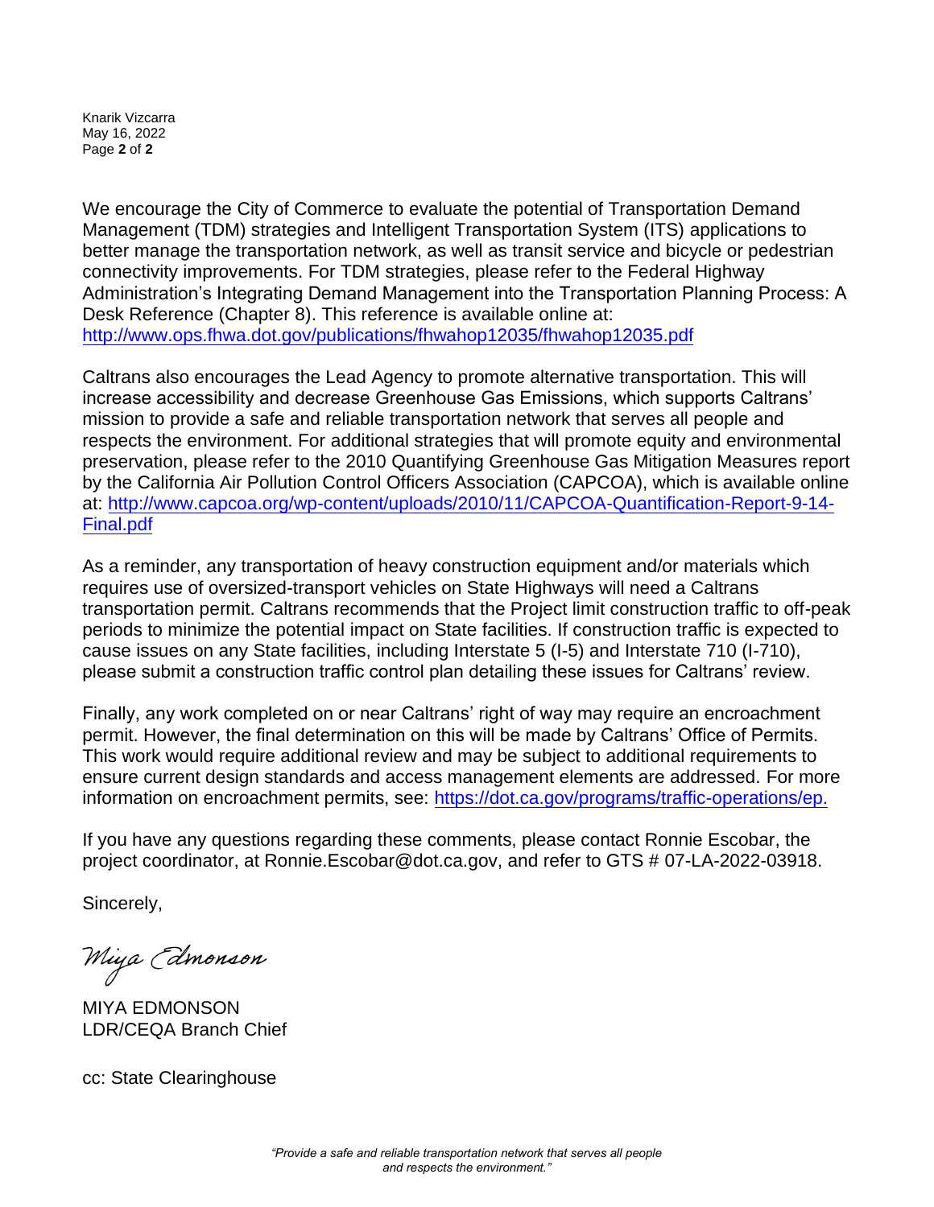We encourage the City of Commerce to evaluate the potential of Transportation Demand Management (TDM) strategies and Intelligent Transportation System (ITS) applications to better manage the transportation network, as well as transit service and bicycle or pedestrian connectivity improvements. For TDM strategies, please refer to the Federal Highway Administration's Integrating Demand Management into the Transportation Planning Process: A Desk Reference (Chapter 8). This reference is available online at: http://www.ops.fhwa.dot.gov/publications/fhwahop12035/fhwahop12035.pdf

Caltrans also encourages the Lead Agency to promote alternative transportation. This will increase accessibility and decrease Greenhouse Gas Emissions, which supports Caltrans' mission to provide a safe and reliable transportation network that serves all people and respects the environment. For additional strategies that will promote equity and environmental preservation, please refer to the 2010 Quantifying Greenhouse Gas Mitigation Measures report by the California Air Pollution Control Officers Association (CAPCOA), which is available online at: http://www.capcoa.org/wp-content/uploads/2010/11/CAPCOA-Quantification-Report-9-14-Final.pdf

As a reminder, any transportation of heavy construction equipment and/or materials which requires use of oversized-transport vehicles on State Highways will need a Caltrans transportation permit. Caltrans recommends that the Project limit construction traffic to off-peak periods to minimize the potential impact on State facilities. If construction traffic is expected to cause issues on any State facilities, including Interstate 5 (I-5) and Interstate 710 (I-710), please submit a construction traffic control plan detailing these issues for Caltrans' review.

Finally, any work completed on or near Caltrans' right of way may require an encroachment permit. However, the final determination on this will be made by Caltrans' Office of Permits. This work would require additional review and may be subject to additional requirements to ensure current design standards and access management elements are addressed. For more information on encroachment permits, see: https://dot.ca.gov/programs/traffic-operations/ep.

If you have any questions regarding these comments, please contact Ronnie Escobar, the project coordinator, at Ronnie.Escobar@dot.ca.gov, and refer to GTS # 07-LA-2022-03918.

Sincerely,

*Miya Edmonson*

MIYA EDMONSON
LDR/CEQA Branch Chief

cc: State Clearinghouse

*"Provide a safe and reliable transportation network that serves all people and respects the environment."*